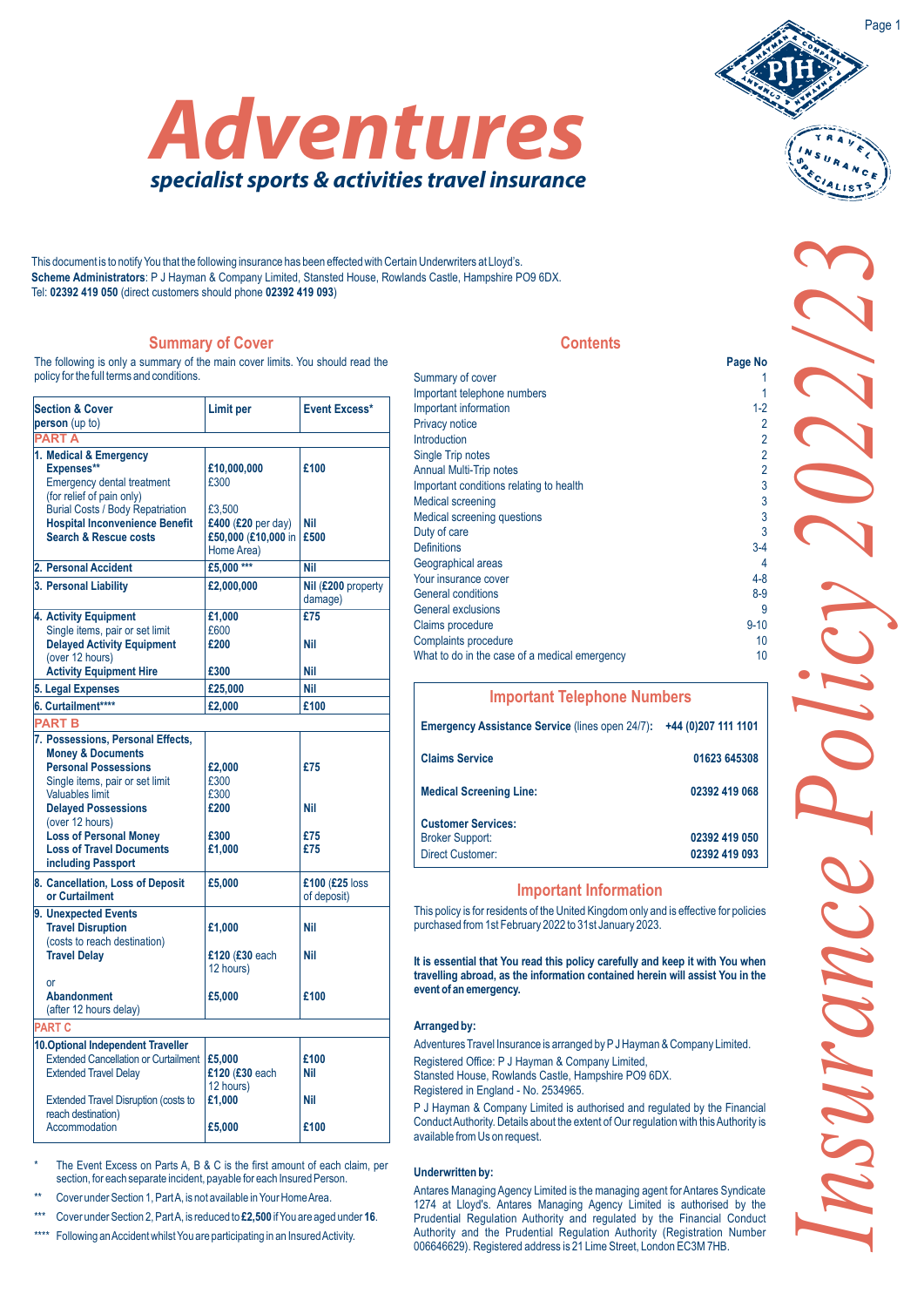# Adventures

***specialist sports & activities travel insurance***

*Insurance Policy 2022/23*

This document is to notify You that the following insurance has been effected with Certain Underwriters at Lloyd's.
**Scheme Administrators**: P J Hayman & Company Limited, Stansted House, Rowlands Castle, Hampshire PO9 6DX.
Tel: **02392 419 050** (direct customers should phone **02392 419 093**)

## Summary of Cover

The following is only a summary of the main cover limits. You should read the policy for the full terms and conditions.

| Section & Cover | Limit per person (up to) | Event Excess* |
|---|---|---|
| **PART A** | | |
| **1. Medical & Emergency Expenses**** | **£10,000,000** | **£100** |
| Emergency dental treatment (for relief of pain only) | £300 | |
| Burial Costs / Body Repatriation | £3,500 | |
| **Hospital Inconvenience Benefit** | **£400 (£20** per day) | **Nil** |
| **Search & Rescue costs** | **£50,000 (£10,000** in Home Area) | **£500** |
| **2. Personal Accident** | **£5,000 ***** | **Nil** |
| **3. Personal Liability** | **£2,000,000** | **Nil (£200** property damage) |
| **4. Activity Equipment** | **£1,000** | **£75** |
| Single items, pair or set limit | £600 | |
| **Delayed Activity Equipment** (over 12 hours) | **£200** | **Nil** |
| **Activity Equipment Hire** | **£300** | **Nil** |
| **5. Legal Expenses** | **£25,000** | **Nil** |
| **6. Curtailment****** | **£2,000** | **£100** |
| **PART B** | | |
| **7. Possessions, Personal Effects, Money & Documents** | | |
| **Personal Possessions** | **£2,000** | **£75** |
| Single items, pair or set limit | £300 | |
| Valuables limit | £300 | |
| **Delayed Possessions** (over 12 hours) | **£200** | **Nil** |
| **Loss of Personal Money** | **£300** | **£75** |
| **Loss of Travel Documents including Passport** | **£1,000** | **£75** |
| **8. Cancellation, Loss of Deposit or Curtailment** | **£5,000** | **£100 (£25** loss of deposit) |
| **9. Unexpected Events** | | |
| **Travel Disruption** (costs to reach destination) | **£1,000** | **Nil** |
| **Travel Delay** | **£120 (£30** each 12 hours) | **Nil** |
| or | | |
| **Abandonment** (after 12 hours delay) | **£5,000** | **£100** |
| **PART C** | | |
| **10. Optional Independent Traveller** | | |
| Extended Cancellation or Curtailment | **£5,000** | **£100** |
| Extended Travel Delay | **£120 (£30** each 12 hours) | **Nil** |
| Extended Travel Disruption (costs to reach destination) | **£1,000** | **Nil** |
| Accommodation | **£5,000** | **£100** |

\* The Event Excess on Parts A, B & C is the first amount of each claim, per section, for each separate incident, payable for each Insured Person.

** Cover under Section 1, Part A, is not available in Your Home Area.

*** Cover under Section 2, Part A, is reduced to **£2,500** if You are aged under **16**.

**** Following an Accident whilst You are participating in an Insured Activity.

## Contents

| | Page No |
|---|---|
| Summary of cover | 1 |
| Important telephone numbers | 1 |
| Important information | 1-2 |
| Privacy notice | 2 |
| Introduction | 2 |
| Single Trip notes | 2 |
| Annual Multi-Trip notes | 2 |
| Important conditions relating to health | 3 |
| Medical screening | 3 |
| Medical screening questions | 3 |
| Duty of care | 3 |
| Definitions | 3-4 |
| Geographical areas | 4 |
| Your insurance cover | 4-8 |
| General conditions | 8-9 |
| General exclusions | 9 |
| Claims procedure | 9-10 |
| Complaints procedure | 10 |
| What to do in the case of a medical emergency | 10 |

## Important Telephone Numbers

| | |
|---|---|
| **Emergency Assistance Service** (lines open 24/7): | **+44 (0)207 111 1101** |
| **Claims Service** | **01623 645308** |
| **Medical Screening Line:** | **02392 419 068** |
| **Customer Services:** | |
| Broker Support: | **02392 419 050** |
| Direct Customer: | **02392 419 093** |

## Important Information

This policy is for residents of the United Kingdom only and is effective for policies purchased from 1st February 2022 to 31st January 2023.

**It is essential that You read this policy carefully and keep it with You when travelling abroad, as the information contained herein will assist You in the event of an emergency.**

**Arranged by:**

Adventures Travel Insurance is arranged by P J Hayman & Company Limited.
Registered Office: P J Hayman & Company Limited,
Stansted House, Rowlands Castle, Hampshire PO9 6DX.
Registered in England - No. 2534965.

P J Hayman & Company Limited is authorised and regulated by the Financial Conduct Authority. Details about the extent of Our regulation with this Authority is available from Us on request.

**Underwritten by:**

Antares Managing Agency Limited is the managing agent for Antares Syndicate 1274 at Lloyd's. Antares Managing Agency Limited is authorised by the Prudential Regulation Authority and regulated by the Financial Conduct Authority and the Prudential Regulation Authority (Registration Number 006646629). Registered address is 21 Lime Street, London EC3M 7HB.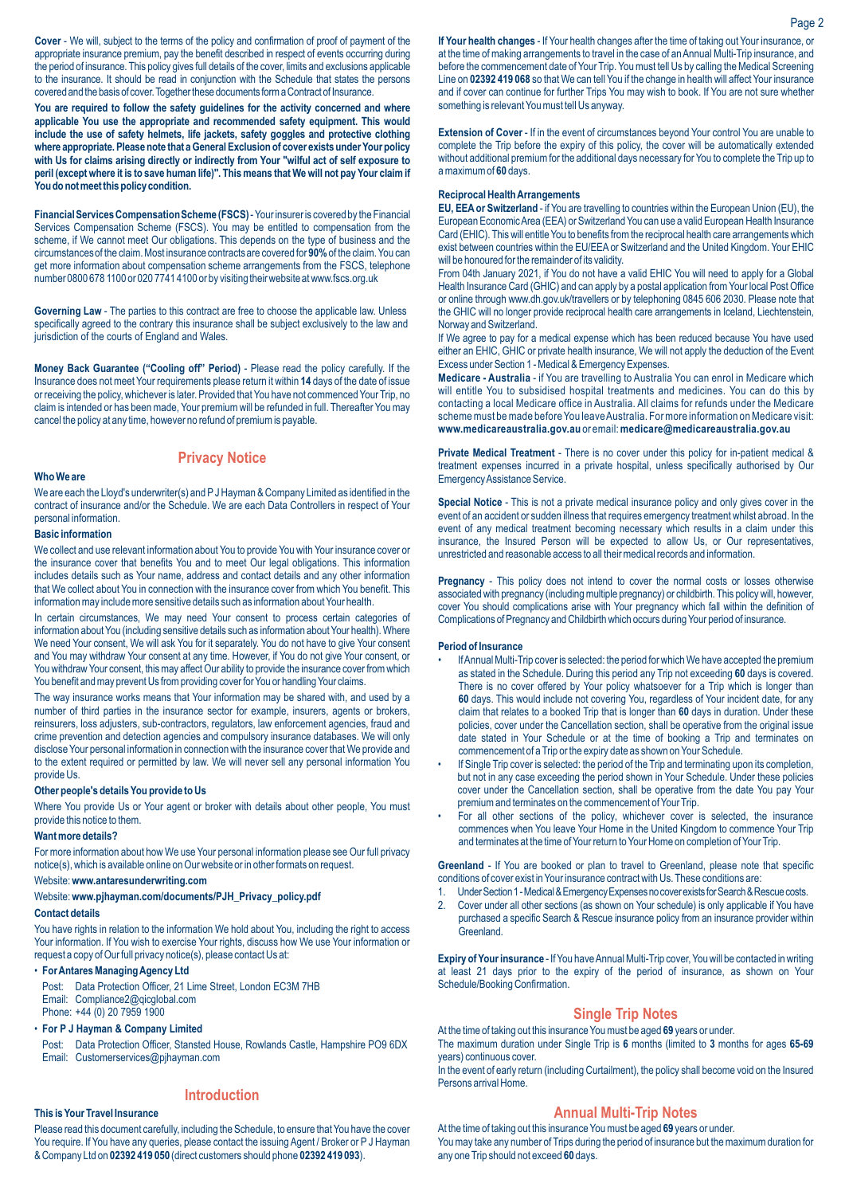**Cover** - We will, subject to the terms of the policy and confirmation of proof of payment of the appropriate insurance premium, pay the benefit described in respect of events occurring during the period of insurance. This policy gives full details of the cover, limits and exclusions applicable to the insurance. It should be read in conjunction with the Schedule that states the persons covered and the basis of cover. Together these documents form a Contract of Insurance.

**You are required to follow the safety guidelines for the activity concerned and where applicable You use the appropriate and recommended safety equipment. This would include the use of safety helmets, life jackets, safety goggles and protective clothing where appropriate. Please note that a General Exclusion of cover exists under Your policy with Us for claims arising directly or indirectly from Your "wilful act of self exposure to peril (except where it is to save human life)". This means that We will not pay Your claim if You do not meet this policy condition.**

**Financial Services Compensation Scheme (FSCS)** - Your insurer is covered by the Financial Services Compensation Scheme (FSCS). You may be entitled to compensation from the scheme, if We cannot meet Our obligations. This depends on the type of business and the circumstances of the claim. Most insurance contracts are covered for **90%** of the claim. You can get more information about compensation scheme arrangements from the FSCS, telephone number 0800 678 1100 or 020 7741 4100 or by visiting their website at www.fscs.org.uk

**Governing Law** - The parties to this contract are free to choose the applicable law. Unless specifically agreed to the contrary this insurance shall be subject exclusively to the law and jurisdiction of the courts of England and Wales.

**Money Back Guarantee ("Cooling off" Period)** - Please read the policy carefully. If the Insurance does not meet Your requirements please return it within **14** days of the date of issue or receiving the policy, whichever is later. Provided that You have not commenced Your Trip, no claim is intended or has been made, Your premium will be refunded in full. Thereafter You may cancel the policy at any time, however no refund of premium is payable.

## Privacy Notice

**Who We are**

We are each the Lloyd's underwriter(s) and P J Hayman & Company Limited as identified in the contract of insurance and/or the Schedule. We are each Data Controllers in respect of Your personal information.

**Basic information**

We collect and use relevant information about You to provide You with Your insurance cover or the insurance cover that benefits You and to meet Our legal obligations. This information includes details such as Your name, address and contact details and any other information that We collect about You in connection with the insurance cover from which You benefit. This information may include more sensitive details such as information about Your health.

In certain circumstances, We may need Your consent to process certain categories of information about You (including sensitive details such as information about Your health). Where We need Your consent, We will ask You for it separately. You do not have to give Your consent and You may withdraw Your consent at any time. However, if You do not give Your consent, or You withdraw Your consent, this may affect Our ability to provide the insurance cover from which You benefit and may prevent Us from providing cover for You or handling Your claims.

The way insurance works means that Your information may be shared with, and used by a number of third parties in the insurance sector for example, insurers, agents or brokers, reinsurers, loss adjusters, sub-contractors, regulators, law enforcement agencies, fraud and crime prevention and detection agencies and compulsory insurance databases. We will only disclose Your personal information in connection with the insurance cover that We provide and to the extent required or permitted by law. We will never sell any personal information You provide Us.

**Other people's details You provide to Us**

Where You provide Us or Your agent or broker with details about other people, You must provide this notice to them.

**Want more details?**

For more information about how We use Your personal information please see Our full privacy notice(s), which is available online on Our website or in other formats on request.

Website: **www.antaresunderwriting.com**

Website: **www.pjhayman.com/documents/PJH_Privacy_policy.pdf**

**Contact details**

You have rights in relation to the information We hold about You, including the right to access Your information. If You wish to exercise Your rights, discuss how We use Your information or request a copy of Our full privacy notice(s), please contact Us at:

- **For Antares Managing Agency Ltd**
  Post: Data Protection Officer, 21 Lime Street, London EC3M 7HB
  Email: Compliance2@qicglobal.com
  Phone: +44 (0) 20 7959 1900
- **For P J Hayman & Company Limited**
  Post: Data Protection Officer, Stansted House, Rowlands Castle, Hampshire PO9 6DX
  Email: Customerservices@pjhayman.com

## Introduction

**This is Your Travel Insurance**

Please read this document carefully, including the Schedule, to ensure that You have the cover You require. If You have any queries, please contact the issuing Agent / Broker or P J Hayman & Company Ltd on **02392 419 050** (direct customers should phone **02392 419 093**).

**If Your health changes** - If Your health changes after the time of taking out Your insurance, or at the time of making arrangements to travel in the case of an Annual Multi-Trip insurance, and before the commencement date of Your Trip. You must tell Us by calling the Medical Screening Line on **02392 419 068** so that We can tell You if the change in health will affect Your insurance and if cover can continue for further Trips You may wish to book. If You are not sure whether something is relevant You must tell Us anyway.

**Extension of Cover** - If in the event of circumstances beyond Your control You are unable to complete the Trip before the expiry of this policy, the cover will be automatically extended without additional premium for the additional days necessary for You to complete the Trip up to a maximum of **60** days.

**Reciprocal Health Arrangements**

**EU, EEA or Switzerland** - if You are travelling to countries within the European Union (EU), the European Economic Area (EEA) or Switzerland You can use a valid European Health Insurance Card (EHIC). This will entitle You to benefits from the reciprocal health care arrangements which exist between countries within the EU/EEA or Switzerland and the United Kingdom. Your EHIC will be honoured for the remainder of its validity.

From 04th January 2021, if You do not have a valid EHIC You will need to apply for a Global Health Insurance Card (GHIC) and can apply by a postal application from Your local Post Office or online through www.dh.gov.uk/travellers or by telephoning 0845 606 2030. Please note that the GHIC will no longer provide reciprocal health care arrangements in Iceland, Liechtenstein, Norway and Switzerland.

If We agree to pay for a medical expense which has been reduced because You have used either an EHIC, GHIC or private health insurance, We will not apply the deduction of the Event Excess under Section 1 - Medical & Emergency Expenses.

**Medicare - Australia** - if You are travelling to Australia You can enrol in Medicare which will entitle You to subsidised hospital treatments and medicines. You can do this by contacting a local Medicare office in Australia. All claims for refunds under the Medicare scheme must be made before You leave Australia. For more information on Medicare visit: **www.medicareaustralia.gov.au** or email: **medicare@medicareaustralia.gov.au**

**Private Medical Treatment** - There is no cover under this policy for in-patient medical & treatment expenses incurred in a private hospital, unless specifically authorised by Our Emergency Assistance Service.

**Special Notice** - This is not a private medical insurance policy and only gives cover in the event of an accident or sudden illness that requires emergency treatment whilst abroad. In the event of any medical treatment becoming necessary which results in a claim under this insurance, the Insured Person will be expected to allow Us, or Our representatives, unrestricted and reasonable access to all their medical records and information.

**Pregnancy** - This policy does not intend to cover the normal costs or losses otherwise associated with pregnancy (including multiple pregnancy) or childbirth. This policy will, however, cover You should complications arise with Your pregnancy which fall within the definition of Complications of Pregnancy and Childbirth which occurs during Your period of insurance.

**Period of Insurance**

- If Annual Multi-Trip cover is selected: the period for which We have accepted the premium as stated in the Schedule. During this period any Trip not exceeding **60** days is covered. There is no cover offered by Your policy whatsoever for a Trip which is longer than **60** days. This would include not covering You, regardless of Your incident date, for any claim that relates to a booked Trip that is longer than **60** days in duration. Under these policies, cover under the Cancellation section, shall be operative from the original issue date stated in Your Schedule or at the time of booking a Trip and terminates on commencement of a Trip or the expiry date as shown on Your Schedule.
- If Single Trip cover is selected: the period of the Trip and terminating upon its completion, but not in any case exceeding the period shown in Your Schedule. Under these policies cover under the Cancellation section, shall be operative from the date You pay Your premium and terminates on the commencement of Your Trip.
- For all other sections of the policy, whichever cover is selected, the insurance commences when You leave Your Home in the United Kingdom to commence Your Trip and terminates at the time of Your return to Your Home on completion of Your Trip.

**Greenland** - If You are booked or plan to travel to Greenland, please note that specific conditions of cover exist in Your insurance contract with Us. These conditions are:

1. Under Section 1 - Medical & Emergency Expenses no cover exists for Search & Rescue costs.
2. Cover under all other sections (as shown on Your schedule) is only applicable if You have purchased a specific Search & Rescue insurance policy from an insurance provider within Greenland.

**Expiry of Your insurance** - If You have Annual Multi-Trip cover, You will be contacted in writing at least 21 days prior to the expiry of the period of insurance, as shown on Your Schedule/Booking Confirmation.

## Single Trip Notes

At the time of taking out this insurance You must be aged **69** years or under.

The maximum duration under Single Trip is **6** months (limited to **3** months for ages **65-69** years) continuous cover.

In the event of early return (including Curtailment), the policy shall become void on the Insured Persons arrival Home.

## Annual Multi-Trip Notes

At the time of taking out this insurance You must be aged **69** years or under.

You may take any number of Trips during the period of insurance but the maximum duration for any one Trip should not exceed **60** days.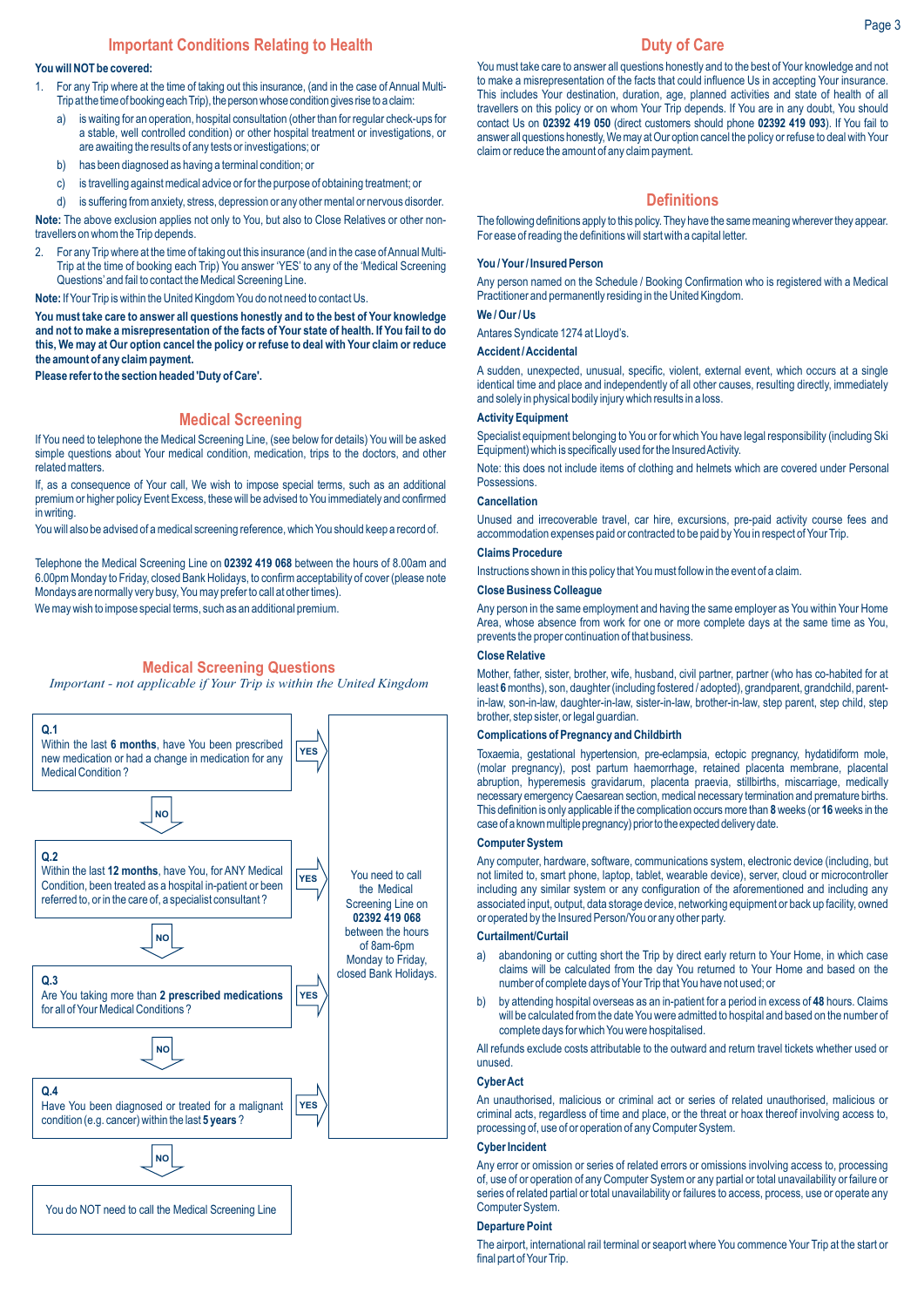## Important Conditions Relating to Health

**You will NOT be covered:**

1. For any Trip where at the time of taking out this insurance, (and in the case of Annual Multi-Trip at the time of booking each Trip), the person whose condition gives rise to a claim:
   a) is waiting for an operation, hospital consultation (other than for regular check-ups for a stable, well controlled condition) or other hospital treatment or investigations, or are awaiting the results of any tests or investigations; or
   b) has been diagnosed as having a terminal condition; or
   c) is travelling against medical advice or for the purpose of obtaining treatment; or
   d) is suffering from anxiety, stress, depression or any other mental or nervous disorder.

**Note:** The above exclusion applies not only to You, but also to Close Relatives or other non-travellers on whom the Trip depends.

2. For any Trip where at the time of taking out this insurance (and in the case of Annual Multi-Trip at the time of booking each Trip) You answer 'YES' to any of the 'Medical Screening Questions' and fail to contact the Medical Screening Line.

**Note:** If Your Trip is within the United Kingdom You do not need to contact Us.

**You must take care to answer all questions honestly and to the best of Your knowledge and not to make a misrepresentation of the facts of Your state of health. If You fail to do this, We may at Our option cancel the policy or refuse to deal with Your claim or reduce the amount of any claim payment.**

**Please refer to the section headed 'Duty of Care'.**

## Medical Screening

If You need to telephone the Medical Screening Line, (see below for details) You will be asked simple questions about Your medical condition, medication, trips to the doctors, and other related matters.

If, as a consequence of Your call, We wish to impose special terms, such as an additional premium or higher policy Event Excess, these will be advised to You immediately and confirmed in writing.

You will also be advised of a medical screening reference, which You should keep a record of.

Telephone the Medical Screening Line on **02392 419 068** between the hours of 8.00am and 6.00pm Monday to Friday, closed Bank Holidays, to confirm acceptability of cover (please note Mondays are normally very busy, You may prefer to call at other times).

We may wish to impose special terms, such as an additional premium.

## Medical Screening Questions

*Important - not applicable if Your Trip is within the United Kingdom*

**Q.1**
Within the last **6 months**, have You been prescribed new medication or had a change in medication for any Medical Condition? — **YES** / **NO**

**Q.2**
Within the last **12 months**, have You, for ANY Medical Condition, been treated as a hospital in-patient or been referred to, or in the care of, a specialist consultant? — **YES** / **NO**

**Q.3**
Are You taking more than **2 prescribed medications** for all of Your Medical Conditions? — **YES** / **NO**

**Q.4**
Have You been diagnosed or treated for a malignant condition (e.g. cancer) within the last **5 years**? — **YES** / **NO**

If **YES** to any question: You need to call the Medical Screening Line on **02392 419 068** between the hours of 8am-6pm Monday to Friday, closed Bank Holidays.

If **NO** to all questions: You do NOT need to call the Medical Screening Line

## Duty of Care

You must take care to answer all questions honestly and to the best of Your knowledge and not to make a misrepresentation of the facts that could influence Us in accepting Your insurance. This includes Your destination, duration, age, planned activities and state of health of all travellers on this policy or on whom Your Trip depends. If You are in any doubt, You should contact Us on **02392 419 050** (direct customers should phone **02392 419 093**). If You fail to answer all questions honestly, We may at Our option cancel the policy or refuse to deal with Your claim or reduce the amount of any claim payment.

## Definitions

The following definitions apply to this policy. They have the same meaning wherever they appear. For ease of reading the definitions will start with a capital letter.

**You / Your / Insured Person**

Any person named on the Schedule / Booking Confirmation who is registered with a Medical Practitioner and permanently residing in the United Kingdom.

**We / Our / Us**

Antares Syndicate 1274 at Lloyd's.

**Accident / Accidental**

A sudden, unexpected, unusual, specific, violent, external event, which occurs at a single identical time and place and independently of all other causes, resulting directly, immediately and solely in physical bodily injury which results in a loss.

**Activity Equipment**

Specialist equipment belonging to You or for which You have legal responsibility (including Ski Equipment) which is specifically used for the Insured Activity.

Note: this does not include items of clothing and helmets which are covered under Personal Possessions.

**Cancellation**

Unused and irrecoverable travel, car hire, excursions, pre-paid activity course fees and accommodation expenses paid or contracted to be paid by You in respect of Your Trip.

**Claims Procedure**

Instructions shown in this policy that You must follow in the event of a claim.

**Close Business Colleague**

Any person in the same employment and having the same employer as You within Your Home Area, whose absence from work for one or more complete days at the same time as You, prevents the proper continuation of that business.

**Close Relative**

Mother, father, sister, brother, wife, husband, civil partner, partner (who has co-habited for at least **6** months), son, daughter (including fostered / adopted), grandparent, grandchild, parent-in-law, son-in-law, daughter-in-law, sister-in-law, brother-in-law, step parent, step child, step brother, step sister, or legal guardian.

**Complications of Pregnancy and Childbirth**

Toxaemia, gestational hypertension, pre-eclampsia, ectopic pregnancy, hydatidiform mole, (molar pregnancy), post partum haemorrhage, retained placenta membrane, placental abruption, hyperemesis gravidarum, placenta praevia, stillbirths, miscarriage, medically necessary emergency Caesarean section, medical necessary termination and premature births. This definition is only applicable if the complication occurs more than **8** weeks (or **16** weeks in the case of a known multiple pregnancy) prior to the expected delivery date.

**Computer System**

Any computer, hardware, software, communications system, electronic device (including, but not limited to, smart phone, laptop, tablet, wearable device), server, cloud or microcontroller including any similar system or any configuration of the aforementioned and including any associated input, output, data storage device, networking equipment or back up facility, owned or operated by the Insured Person/You or any other party.

**Curtailment/Curtail**

a) abandoning or cutting short the Trip by direct early return to Your Home, in which case claims will be calculated from the day You returned to Your Home and based on the number of complete days of Your Trip that You have not used; or
b) by attending hospital overseas as an in-patient for a period in excess of **48** hours. Claims will be calculated from the date You were admitted to hospital and based on the number of complete days for which You were hospitalised.

All refunds exclude costs attributable to the outward and return travel tickets whether used or unused.

**Cyber Act**

An unauthorised, malicious or criminal act or series of related unauthorised, malicious or criminal acts, regardless of time and place, or the threat or hoax thereof involving access to, processing of, use of or operation of any Computer System.

**Cyber Incident**

Any error or omission or series of related errors or omissions involving access to, processing of, use of or operation of any Computer System or any partial or total unavailability or failure or series of related partial or total unavailability or failures to access, process, use or operate any Computer System.

**Departure Point**

The airport, international rail terminal or seaport where You commence Your Trip at the start or final part of Your Trip.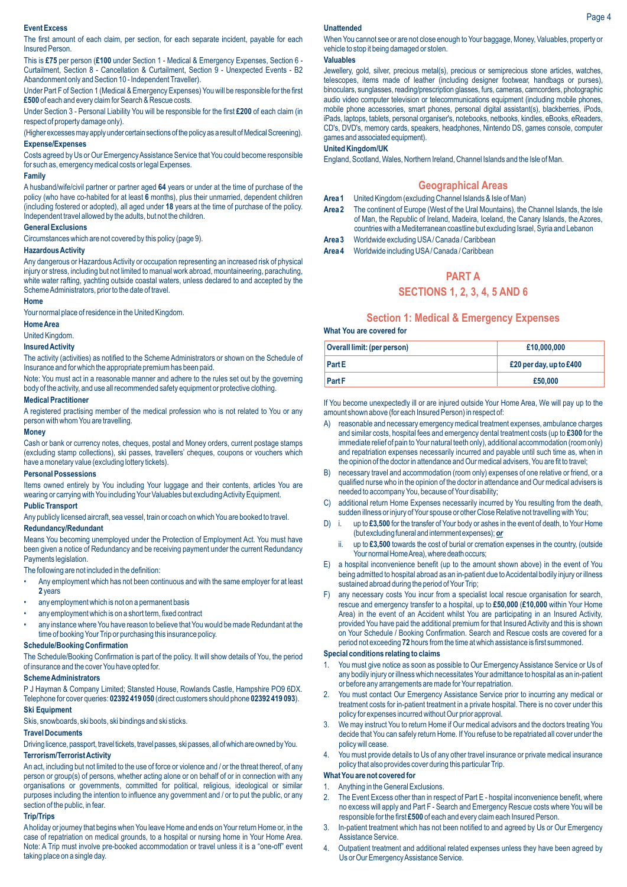**Event Excess**

The first amount of each claim, per section, for each separate incident, payable for each Insured Person.

This is **£75** per person (**£100** under Section 1 - Medical & Emergency Expenses, Section 6 - Curtailment, Section 8 - Cancellation & Curtailment, Section 9 - Unexpected Events - B2 Abandonment only and Section 10 - Independent Traveller).

Under Part F of Section 1 (Medical & Emergency Expenses) You will be responsible for the first **£500** of each and every claim for Search & Rescue costs.

Under Section 3 - Personal Liability You will be responsible for the first **£200** of each claim (in respect of property damage only).

(Higher excesses may apply under certain sections of the policy as a result of Medical Screening).

**Expense/Expenses**

Costs agreed by Us or Our Emergency Assistance Service that You could become responsible for such as, emergency medical costs or legal Expenses.

**Family**

A husband/wife/civil partner or partner aged **64** years or under at the time of purchase of the policy (who have co-habited for at least **6** months), plus their unmarried, dependent children (including fostered or adopted), all aged under **18** years at the time of purchase of the policy. Independent travel allowed by the adults, but not the children.

**General Exclusions**

Circumstances which are not covered by this policy (page 9).

**Hazardous Activity**

Any dangerous or Hazardous Activity or occupation representing an increased risk of physical injury or stress, including but not limited to manual work abroad, mountaineering, parachuting, white water rafting, yachting outside coastal waters, unless declared to and accepted by the Scheme Administrators, prior to the date of travel.

**Home**

Your normal place of residence in the United Kingdom.

**Home Area**

United Kingdom.

**Insured Activity**

The activity (activities) as notified to the Scheme Administrators or shown on the Schedule of Insurance and for which the appropriate premium has been paid.

Note: You must act in a reasonable manner and adhere to the rules set out by the governing body of the activity, and use all recommended safety equipment or protective clothing.

**Medical Practitioner**

A registered practising member of the medical profession who is not related to You or any person with whom You are travelling.

**Money**

Cash or bank or currency notes, cheques, postal and Money orders, current postage stamps (excluding stamp collections), ski passes, travellers' cheques, coupons or vouchers which have a monetary value (excluding lottery tickets).

**Personal Possessions**

Items owned entirely by You including Your luggage and their contents, articles You are wearing or carrying with You including Your Valuables but excluding Activity Equipment.

**Public Transport**

Any publicly licensed aircraft, sea vessel, train or coach on which You are booked to travel.

**Redundancy/Redundant**

Means You becoming unemployed under the Protection of Employment Act. You must have been given a notice of Redundancy and be receiving payment under the current Redundancy Payments legislation.

The following are not included in the definition:

- Any employment which has not been continuous and with the same employer for at least **2** years
- any employment which is not on a permanent basis
- any employment which is on a short term, fixed contract
- any instance where You have reason to believe that You would be made Redundant at the time of booking Your Trip or purchasing this insurance policy.

**Schedule/Booking Confirmation**

The Schedule/Booking Confirmation is part of the policy. It will show details of You, the period of insurance and the cover You have opted for.

**Scheme Administrators**

P J Hayman & Company Limited; Stansted House, Rowlands Castle, Hampshire PO9 6DX. Telephone for cover queries: **02392 419 050** (direct customers should phone **02392 419 093**).

**Ski Equipment**

Skis, snowboards, ski boots, ski bindings and ski sticks.

**Travel Documents**

Driving licence, passport, travel tickets, travel passes, ski passes, all of which are owned by You.

**Terrorism/Terrorist Activity**

An act, including but not limited to the use of force or violence and / or the threat thereof, of any person or group(s) of persons, whether acting alone or on behalf of or in connection with any organisations or governments, committed for political, religious, ideological or similar purposes including the intention to influence any government and / or to put the public, or any section of the public, in fear.

**Trip/Trips**

A holiday or journey that begins when You leave Home and ends on Your return Home or, in the case of repatriation on medical grounds, to a hospital or nursing home in Your Home Area. Note: A Trip must involve pre-booked accommodation or travel unless it is a "one-off" event taking place on a single day.

**Unattended**

When You cannot see or are not close enough to Your baggage, Money, Valuables, property or vehicle to stop it being damaged or stolen.

**Valuables**

Jewellery, gold, silver, precious metal(s), precious or semiprecious stone articles, watches, telescopes, items made of leather (including designer footwear, handbags or purses), binoculars, sunglasses, reading/prescription glasses, furs, cameras, camcorders, photographic audio video computer television or telecommunications equipment (including mobile phones, mobile phone accessories, smart phones, personal digital assistant(s), blackberries, iPods, iPads, laptops, tablets, personal organiser's, notebooks, netbooks, kindles, eBooks, eReaders, CD's, DVD's, memory cards, speakers, headphones, Nintendo DS, games console, computer games and associated equipment).

**United Kingdom/UK**

England, Scotland, Wales, Northern Ireland, Channel Islands and the Isle of Man.

## Geographical Areas

**Area 1** United Kingdom (excluding Channel Islands & Isle of Man)

**Area 2** The continent of Europe (West of the Ural Mountains), the Channel Islands, the Isle of Man, the Republic of Ireland, Madeira, Iceland, the Canary Islands, the Azores, countries with a Mediterranean coastline but excluding Israel, Syria and Lebanon

**Area 3** Worldwide excluding USA / Canada / Caribbean

**Area 4** Worldwide including USA / Canada / Caribbean

# PART A
# SECTIONS 1, 2, 3, 4, 5 AND 6

## Section 1: Medical & Emergency Expenses

**What You are covered for**

| Overall limit: (per person) | £10,000,000 |
|---|---|
| Part E | £20 per day, up to £400 |
| Part F | £50,000 |

If You become unexpectedly ill or are injured outside Your Home Area, We will pay up to the amount shown above (for each Insured Person) in respect of:

A) reasonable and necessary emergency medical treatment expenses, ambulance charges and similar costs, hospital fees and emergency dental treatment costs (up to **£300** for the immediate relief of pain to Your natural teeth only), additional accommodation (room only) and repatriation expenses necessarily incurred and payable until such time as, when in the opinion of the doctor in attendance and Our medical advisers, You are fit to travel;

B) necessary travel and accommodation (room only) expenses of one relative or friend, or a qualified nurse who in the opinion of the doctor in attendance and Our medical advisers is needed to accompany You, because of Your disability;

C) additional return Home Expenses necessarily incurred by You resulting from the death, sudden illness or injury of Your spouse or other Close Relative not travelling with You;

D) i. up to **£3,500** for the transfer of Your body or ashes in the event of death, to Your Home (but excluding funeral and internment expenses); ***or***

ii. up to **£3,500** towards the cost of burial or cremation expenses in the country, (outside Your normal Home Area), where death occurs;

E) a hospital inconvenience benefit (up to the amount shown above) in the event of You being admitted to hospital abroad as an in-patient due to Accidental bodily injury or illness sustained abroad during the period of Your Trip;

F) any necessary costs You incur from a specialist local rescue organisation for search, rescue and emergency transfer to a hospital, up to **£50,000** (**£10,000** within Your Home Area) in the event of an Accident whilst You are participating in an Insured Activity, provided You have paid the additional premium for that Insured Activity and this is shown on Your Schedule / Booking Confirmation. Search and Rescue costs are covered for a period not exceeding **72** hours from the time at which assistance is first summoned.

**Special conditions relating to claims**

1. You must give notice as soon as possible to Our Emergency Assistance Service or Us of any bodily injury or illness which necessitates Your admittance to hospital as an in-patient or before any arrangements are made for Your repatriation.
2. You must contact Our Emergency Assistance Service prior to incurring any medical or treatment costs for in-patient treatment in a private hospital. There is no cover under this policy for expenses incurred without Our prior approval.
3. We may instruct You to return Home if Our medical advisors and the doctors treating You decide that You can safely return Home. If You refuse to be repatriated all cover under the policy will cease.
4. You must provide details to Us of any other travel insurance or private medical insurance policy that also provides cover during this particular Trip.

**What You are not covered for**

1. Anything in the General Exclusions.
2. The Event Excess other than in respect of Part E - hospital inconvenience benefit, where no excess will apply and Part F - Search and Emergency Rescue costs where You will be responsible for the first **£500** of each and every claim each Insured Person.
3. In-patient treatment which has not been notified to and agreed by Us or Our Emergency Assistance Service.
4. Outpatient treatment and additional related expenses unless they have been agreed by Us or Our Emergency Assistance Service.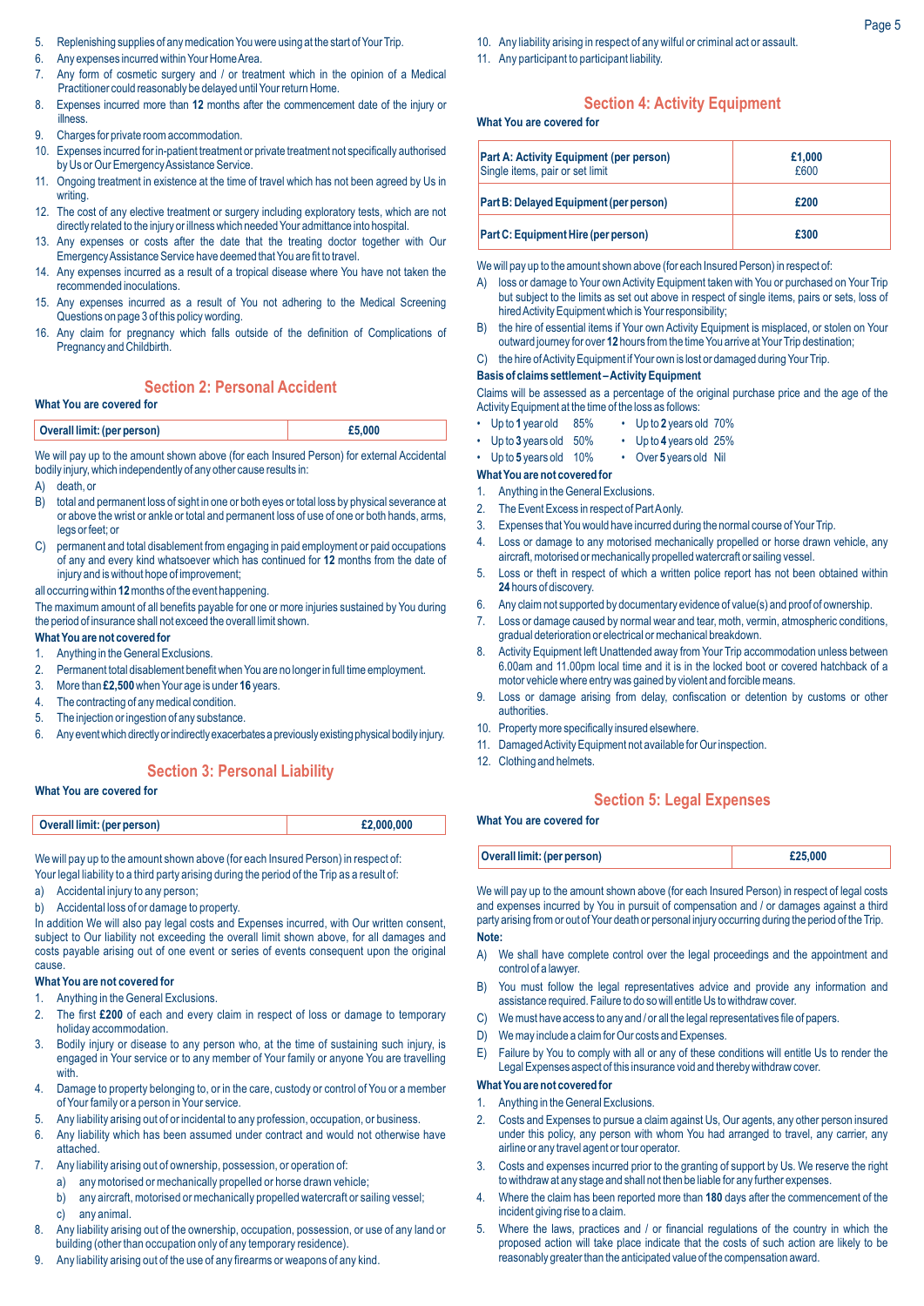5. Replenishing supplies of any medication You were using at the start of Your Trip.
6. Any expenses incurred within Your Home Area.
7. Any form of cosmetic surgery and / or treatment which in the opinion of a Medical Practitioner could reasonably be delayed until Your return Home.
8. Expenses incurred more than **12** months after the commencement date of the injury or illness.
9. Charges for private room accommodation.
10. Expenses incurred for in-patient treatment or private treatment not specifically authorised by Us or Our Emergency Assistance Service.
11. Ongoing treatment in existence at the time of travel which has not been agreed by Us in writing.
12. The cost of any elective treatment or surgery including exploratory tests, which are not directly related to the injury or illness which needed Your admittance into hospital.
13. Any expenses or costs after the date that the treating doctor together with Our Emergency Assistance Service have deemed that You are fit to travel.
14. Any expenses incurred as a result of a tropical disease where You have not taken the recommended inoculations.
15. Any expenses incurred as a result of You not adhering to the Medical Screening Questions on page 3 of this policy wording.
16. Any claim for pregnancy which falls outside of the definition of Complications of Pregnancy and Childbirth.

## Section 2: Personal Accident

**What You are covered for**

| Overall limit: (per person) | £5,000 |
|---|---|

We will pay up to the amount shown above (for each Insured Person) for external Accidental bodily injury, which independently of any other cause results in:

A) death, or
B) total and permanent loss of sight in one or both eyes or total loss by physical severance at or above the wrist or ankle or total and permanent loss of use of one or both hands, arms, legs or feet; or
C) permanent and total disablement from engaging in paid employment or paid occupations of any and every kind whatsoever which has continued for **12** months from the date of injury and is without hope of improvement;

all occurring within **12** months of the event happening.

The maximum amount of all benefits payable for one or more injuries sustained by You during the period of insurance shall not exceed the overall limit shown.

**What You are not covered for**

1. Anything in the General Exclusions.
2. Permanent total disablement benefit when You are no longer in full time employment.
3. More than **£2,500** when Your age is under **16** years.
4. The contracting of any medical condition.
5. The injection or ingestion of any substance.
6. Any event which directly or indirectly exacerbates a previously existing physical bodily injury.

## Section 3: Personal Liability

**What You are covered for**

| Overall limit: (per person) | £2,000,000 |
|---|---|

We will pay up to the amount shown above (for each Insured Person) in respect of:

Your legal liability to a third party arising during the period of the Trip as a result of:

a) Accidental injury to any person;
b) Accidental loss of or damage to property.

In addition We will also pay legal costs and Expenses incurred, with Our written consent, subject to Our liability not exceeding the overall limit shown above, for all damages and costs payable arising out of one event or series of events consequent upon the original cause.

**What You are not covered for**

1. Anything in the General Exclusions.
2. The first **£200** of each and every claim in respect of loss or damage to temporary holiday accommodation.
3. Bodily injury or disease to any person who, at the time of sustaining such injury, is engaged in Your service or to any member of Your family or anyone You are travelling with.
4. Damage to property belonging to, or in the care, custody or control of You or a member of Your family or a person in Your service.
5. Any liability arising out of or incidental to any profession, occupation, or business.
6. Any liability which has been assumed under contract and would not otherwise have attached.
7. Any liability arising out of ownership, possession, or operation of:
   a) any motorised or mechanically propelled or horse drawn vehicle;
   b) any aircraft, motorised or mechanically propelled watercraft or sailing vessel;
   c) any animal.
8. Any liability arising out of the ownership, occupation, possession, or use of any land or building (other than occupation only of any temporary residence).
9. Any liability arising out of the use of any firearms or weapons of any kind.
10. Any liability arising in respect of any wilful or criminal act or assault.
11. Any participant to participant liability.

## Section 4: Activity Equipment

**What You are covered for**

| | |
|---|---|
| **Part A: Activity Equipment (per person)**<br>Single items, pair or set limit | **£1,000**<br>£600 |
| **Part B: Delayed Equipment (per person)** | **£200** |
| **Part C: Equipment Hire (per person)** | **£300** |

We will pay up to the amount shown above (for each Insured Person) in respect of:

A) loss or damage to Your own Activity Equipment taken with You or purchased on Your Trip but subject to the limits as set out above in respect of single items, pairs or sets, loss of hired Activity Equipment which is Your responsibility;
B) the hire of essential items if Your own Activity Equipment is misplaced, or stolen on Your outward journey for over **12** hours from the time You arrive at Your Trip destination;
C) the hire of Activity Equipment if Your own is lost or damaged during Your Trip.

**Basis of claims settlement – Activity Equipment**

Claims will be assessed as a percentage of the original purchase price and the age of the Activity Equipment at the time of the loss as follows:

- Up to **1** year old 85%
- Up to **2** years old 70%
- Up to **3** years old 50%
- Up to **4** years old 25%
- Up to **5** years old 10%
- Over **5** years old Nil

**What You are not covered for**

1. Anything in the General Exclusions.
2. The Event Excess in respect of Part A only.
3. Expenses that You would have incurred during the normal course of Your Trip.
4. Loss or damage to any motorised mechanically propelled or horse drawn vehicle, any aircraft, motorised or mechanically propelled watercraft or sailing vessel.
5. Loss or theft in respect of which a written police report has not been obtained within **24** hours of discovery.
6. Any claim not supported by documentary evidence of value(s) and proof of ownership.
7. Loss or damage caused by normal wear and tear, moth, vermin, atmospheric conditions, gradual deterioration or electrical or mechanical breakdown.
8. Activity Equipment left Unattended away from Your Trip accommodation unless between 6.00am and 11.00pm local time and it is in the locked boot or covered hatchback of a motor vehicle where entry was gained by violent and forcible means.
9. Loss or damage arising from delay, confiscation or detention by customs or other authorities.
10. Property more specifically insured elsewhere.
11. Damaged Activity Equipment not available for Our inspection.
12. Clothing and helmets.

## Section 5: Legal Expenses

**What You are covered for**

| Overall limit: (per person) | £25,000 |
|---|---|

We will pay up to the amount shown above (for each Insured Person) in respect of legal costs and expenses incurred by You in pursuit of compensation and / or damages against a third party arising from or out of Your death or personal injury occurring during the period of the Trip.

**Note:**

A) We shall have complete control over the legal proceedings and the appointment and control of a lawyer.
B) You must follow the legal representatives advice and provide any information and assistance required. Failure to do so will entitle Us to withdraw cover.
C) We must have access to any and / or all the legal representatives file of papers.
D) We may include a claim for Our costs and Expenses.
E) Failure by You to comply with all or any of these conditions will entitle Us to render the Legal Expenses aspect of this insurance void and thereby withdraw cover.

**What You are not covered for**

1. Anything in the General Exclusions.
2. Costs and Expenses to pursue a claim against Us, Our agents, any other person insured under this policy, any person with whom You had arranged to travel, any carrier, any airline or any travel agent or tour operator.
3. Costs and expenses incurred prior to the granting of support by Us. We reserve the right to withdraw at any stage and shall not then be liable for any further expenses.
4. Where the claim has been reported more than **180** days after the commencement of the incident giving rise to a claim.
5. Where the laws, practices and / or financial regulations of the country in which the proposed action will take place indicate that the costs of such action are likely to be reasonably greater than the anticipated value of the compensation award.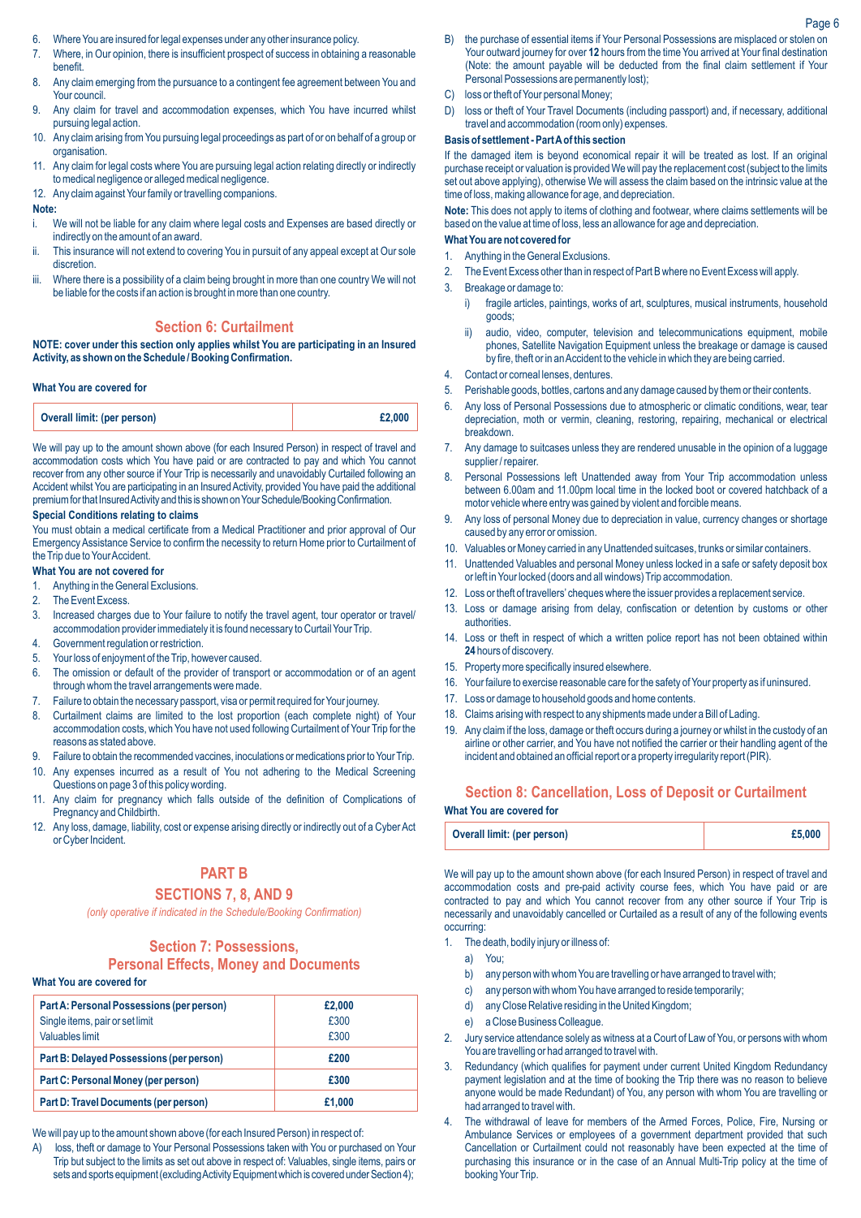6. Where You are insured for legal expenses under any other insurance policy.
7. Where, in Our opinion, there is insufficient prospect of success in obtaining a reasonable benefit.
8. Any claim emerging from the pursuance to a contingent fee agreement between You and Your council.
9. Any claim for travel and accommodation expenses, which You have incurred whilst pursuing legal action.
10. Any claim arising from You pursuing legal proceedings as part of or on behalf of a group or organisation.
11. Any claim for legal costs where You are pursuing legal action relating directly or indirectly to medical negligence or alleged medical negligence.
12. Any claim against Your family or travelling companions.

**Note:**

i. We will not be liable for any claim where legal costs and Expenses are based directly or indirectly on the amount of an award.
ii. This insurance will not extend to covering You in pursuit of any appeal except at Our sole discretion.
iii. Where there is a possibility of a claim being brought in more than one country We will not be liable for the costs if an action is brought in more than one country.

## Section 6: Curtailment

**NOTE: cover under this section only applies whilst You are participating in an Insured Activity, as shown on the Schedule / Booking Confirmation.**

**What You are covered for**

| Overall limit: (per person) | £2,000 |
|---|---|

We will pay up to the amount shown above (for each Insured Person) in respect of travel and accommodation costs which You have paid or are contracted to pay and which You cannot recover from any other source if Your Trip is necessarily and unavoidably Curtailed following an Accident whilst You are participating in an Insured Activity, provided You have paid the additional premium for that Insured Activity and this is shown on Your Schedule/Booking Confirmation.

**Special Conditions relating to claims**

You must obtain a medical certificate from a Medical Practitioner and prior approval of Our Emergency Assistance Service to confirm the necessity to return Home prior to Curtailment of the Trip due to Your Accident.

**What You are not covered for**

1. Anything in the General Exclusions.
2. The Event Excess.
3. Increased charges due to Your failure to notify the travel agent, tour operator or travel/accommodation provider immediately it is found necessary to Curtail Your Trip.
4. Government regulation or restriction.
5. Your loss of enjoyment of the Trip, however caused.
6. The omission or default of the provider of transport or accommodation or of an agent through whom the travel arrangements were made.
7. Failure to obtain the necessary passport, visa or permit required for Your journey.
8. Curtailment claims are limited to the lost proportion (each complete night) of Your accommodation costs, which You have not used following Curtailment of Your Trip for the reasons as stated above.
9. Failure to obtain the recommended vaccines, inoculations or medications prior to Your Trip.
10. Any expenses incurred as a result of You not adhering to the Medical Screening Questions on page 3 of this policy wording.
11. Any claim for pregnancy which falls outside of the definition of Complications of Pregnancy and Childbirth.
12. Any loss, damage, liability, cost or expense arising directly or indirectly out of a Cyber Act or Cyber Incident.

## PART B
## SECTIONS 7, 8, AND 9

*(only operative if indicated in the Schedule/Booking Confirmation)*

## Section 7: Possessions, Personal Effects, Money and Documents

**What You are covered for**

| **Part A: Personal Possessions (per person)** | **£2,000** |
|---|---|
| Single items, pair or set limit | £300 |
| Valuables limit | £300 |
| **Part B: Delayed Possessions (per person)** | **£200** |
| **Part C: Personal Money (per person)** | **£300** |
| **Part D: Travel Documents (per person)** | **£1,000** |

We will pay up to the amount shown above (for each Insured Person) in respect of:

A) loss, theft or damage to Your Personal Possessions taken with You or purchased on Your Trip but subject to the limits as set out above in respect of: Valuables, single items, pairs or sets and sports equipment (excluding Activity Equipment which is covered under Section 4);
B) the purchase of essential items if Your Personal Possessions are misplaced or stolen on Your outward journey for over **12** hours from the time You arrived at Your final destination (Note: the amount payable will be deducted from the final claim settlement if Your Personal Possessions are permanently lost);
C) loss or theft of Your personal Money;
D) loss or theft of Your Travel Documents (including passport) and, if necessary, additional travel and accommodation (room only) expenses.

**Basis of settlement - Part A of this section**

If the damaged item is beyond economical repair it will be treated as lost. If an original purchase receipt or valuation is provided We will pay the replacement cost (subject to the limits set out above applying), otherwise We will assess the claim based on the intrinsic value at the time of loss, making allowance for age, and depreciation.

**Note:** This does not apply to items of clothing and footwear, where claims settlements will be based on the value at time of loss, less an allowance for age and depreciation.

**What You are not covered for**

1. Anything in the General Exclusions.
2. The Event Excess other than in respect of Part B where no Event Excess will apply.
3. Breakage or damage to:
   i) fragile articles, paintings, works of art, sculptures, musical instruments, household goods;
   ii) audio, video, computer, television and telecommunications equipment, mobile phones, Satellite Navigation Equipment unless the breakage or damage is caused by fire, theft or in an Accident to the vehicle in which they are being carried.
4. Contact or corneal lenses, dentures.
5. Perishable goods, bottles, cartons and any damage caused by them or their contents.
6. Any loss of Personal Possessions due to atmospheric or climatic conditions, wear, tear depreciation, moth or vermin, cleaning, restoring, repairing, mechanical or electrical breakdown.
7. Any damage to suitcases unless they are rendered unusable in the opinion of a luggage supplier / repairer.
8. Personal Possessions left Unattended away from Your Trip accommodation unless between 6.00am and 11.00pm local time in the locked boot or covered hatchback of a motor vehicle where entry was gained by violent and forcible means.
9. Any loss of personal Money due to depreciation in value, currency changes or shortage caused by any error or omission.
10. Valuables or Money carried in any Unattended suitcases, trunks or similar containers.
11. Unattended Valuables and personal Money unless locked in a safe or safety deposit box or left in Your locked (doors and all windows) Trip accommodation.
12. Loss or theft of travellers' cheques where the issuer provides a replacement service.
13. Loss or damage arising from delay, confiscation or detention by customs or other authorities.
14. Loss or theft in respect of which a written police report has not been obtained within **24** hours of discovery.
15. Property more specifically insured elsewhere.
16. Your failure to exercise reasonable care for the safety of Your property as if uninsured.
17. Loss or damage to household goods and home contents.
18. Claims arising with respect to any shipments made under a Bill of Lading.
19. Any claim if the loss, damage or theft occurs during a journey or whilst in the custody of an airline or other carrier, and You have not notified the carrier or their handling agent of the incident and obtained an official report or a property irregularity report (PIR).

## Section 8: Cancellation, Loss of Deposit or Curtailment

**What You are covered for**

| Overall limit: (per person) | £5,000 |
|---|---|

We will pay up to the amount shown above (for each Insured Person) in respect of travel and accommodation costs and pre-paid activity course fees, which You have paid or are contracted to pay and which You cannot recover from any other source if Your Trip is necessarily and unavoidably cancelled or Curtailed as a result of any of the following events occurring:

1. The death, bodily injury or illness of:
   a) You;
   b) any person with whom You are travelling or have arranged to travel with;
   c) any person with whom You have arranged to reside temporarily;
   d) any Close Relative residing in the United Kingdom;
   e) a Close Business Colleague.
2. Jury service attendance solely as witness at a Court of Law of You, or persons with whom You are travelling or had arranged to travel with.
3. Redundancy (which qualifies for payment under current United Kingdom Redundancy payment legislation and at the time of booking the Trip there was no reason to believe anyone would be made Redundant) of You, any person with whom You are travelling or had arranged to travel with.
4. The withdrawal of leave for members of the Armed Forces, Police, Fire, Nursing or Ambulance Services or employees of a government department provided that such Cancellation or Curtailment could not reasonably have been expected at the time of purchasing this insurance or in the case of an Annual Multi-Trip policy at the time of booking Your Trip.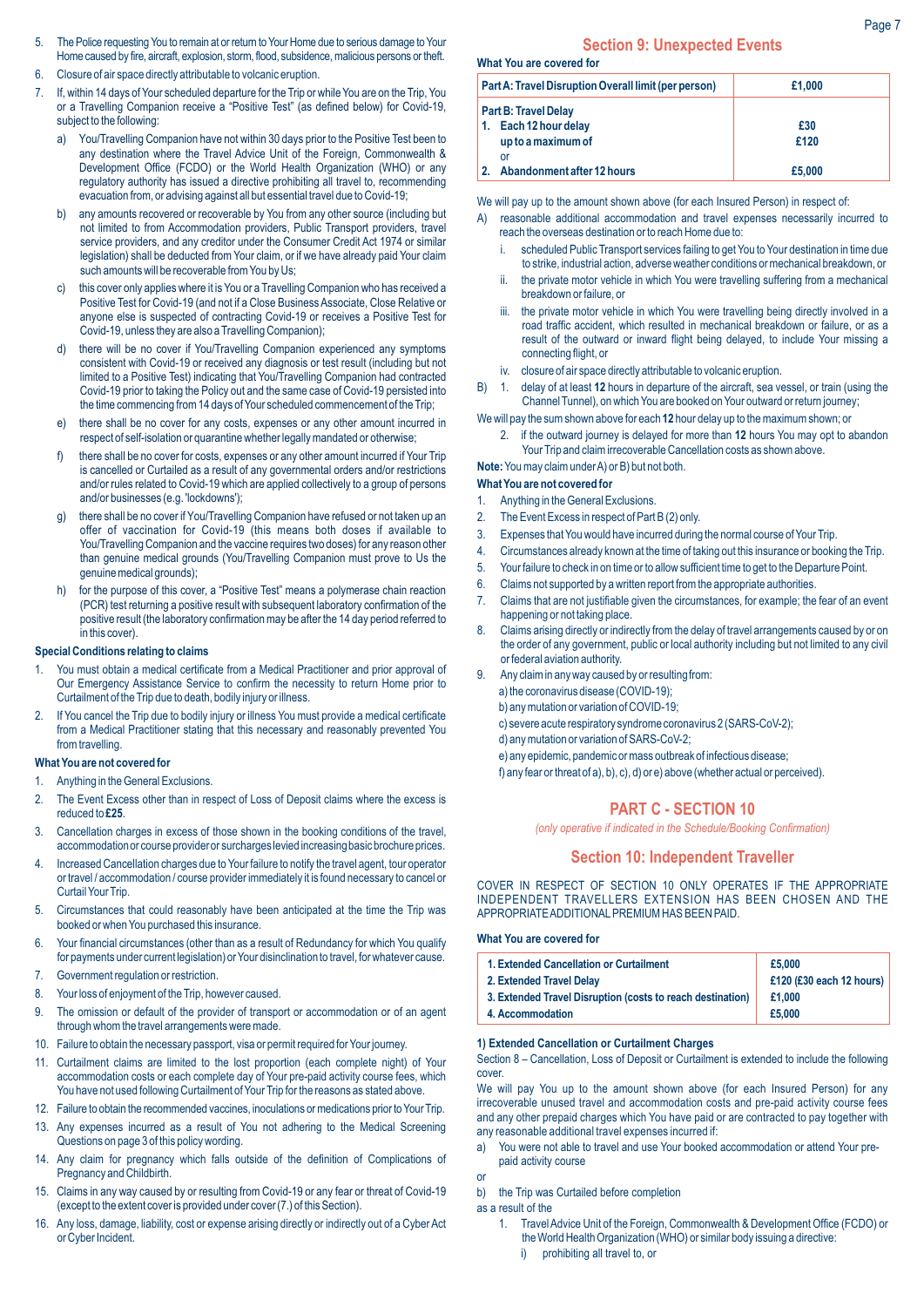5. The Police requesting You to remain at or return to Your Home due to serious damage to Your Home caused by fire, aircraft, explosion, storm, flood, subsidence, malicious persons or theft.
6. Closure of air space directly attributable to volcanic eruption.
7. If, within 14 days of Your scheduled departure for the Trip or while You are on the Trip, You or a Travelling Companion receive a "Positive Test" (as defined below) for Covid-19, subject to the following:
   a) You/Travelling Companion have not within 30 days prior to the Positive Test been to any destination where the Travel Advice Unit of the Foreign, Commonwealth & Development Office (FCDO) or the World Health Organization (WHO) or any regulatory authority has issued a directive prohibiting all travel to, recommending evacuation from, or advising against all but essential travel due to Covid-19;
   b) any amounts recovered or recoverable by You from any other source (including but not limited to from Accommodation providers, Public Transport providers, travel service providers, and any creditor under the Consumer Credit Act 1974 or similar legislation) shall be deducted from Your claim, or if we have already paid Your claim such amounts will be recoverable from You by Us;
   c) this cover only applies where it is You or a Travelling Companion who has received a Positive Test for Covid-19 (and not if a Close Business Associate, Close Relative or anyone else is suspected of contracting Covid-19 or receives a Positive Test for Covid-19, unless they are also a Travelling Companion);
   d) there will be no cover if You/Travelling Companion experienced any symptoms consistent with Covid-19 or received any diagnosis or test result (including but not limited to a Positive Test) indicating that You/Travelling Companion had contracted Covid-19 prior to taking the Policy out and the same case of Covid-19 persisted into the time commencing from 14 days of Your scheduled commencement of the Trip;
   e) there shall be no cover for any costs, expenses or any other amount incurred in respect of self-isolation or quarantine whether legally mandated or otherwise;
   f) there shall be no cover for costs, expenses or any other amount incurred if Your Trip is cancelled or Curtailed as a result of any governmental orders and/or restrictions and/or rules related to Covid-19 which are applied collectively to a group of persons and/or businesses (e.g. 'lockdowns');
   g) there shall be no cover if You/Travelling Companion have refused or not taken up an offer of vaccination for Covid-19 (this means both doses if available to You/Travelling Companion and the vaccine requires two doses) for any reason other than genuine medical grounds (You/Travelling Companion must prove to Us the genuine medical grounds);
   h) for the purpose of this cover, a "Positive Test" means a polymerase chain reaction (PCR) test returning a positive result with subsequent laboratory confirmation of the positive result (the laboratory confirmation may be after the 14 day period referred to in this cover).

**Special Conditions relating to claims**

1. You must obtain a medical certificate from a Medical Practitioner and prior approval of Our Emergency Assistance Service to confirm the necessity to return Home prior to Curtailment of the Trip due to death, bodily injury or illness.
2. If You cancel the Trip due to bodily injury or illness You must provide a medical certificate from a Medical Practitioner stating that this necessary and reasonably prevented You from travelling.

**What You are not covered for**

1. Anything in the General Exclusions.
2. The Event Excess other than in respect of Loss of Deposit claims where the excess is reduced to **£25**.
3. Cancellation charges in excess of those shown in the booking conditions of the travel, accommodation or course provider or surcharges levied increasing basic brochure prices.
4. Increased Cancellation charges due to Your failure to notify the travel agent, tour operator or travel / accommodation / course provider immediately it is found necessary to cancel or Curtail Your Trip.
5. Circumstances that could reasonably have been anticipated at the time the Trip was booked or when You purchased this insurance.
6. Your financial circumstances (other than as a result of Redundancy for which You qualify for payments under current legislation) or Your disinclination to travel, for whatever cause.
7. Government regulation or restriction.
8. Your loss of enjoyment of the Trip, however caused.
9. The omission or default of the provider of transport or accommodation or of an agent through whom the travel arrangements were made.
10. Failure to obtain the necessary passport, visa or permit required for Your journey.
11. Curtailment claims are limited to the lost proportion (each complete night) of Your accommodation costs or each complete day of Your pre-paid activity course fees, which You have not used following Curtailment of Your Trip for the reasons as stated above.
12. Failure to obtain the recommended vaccines, inoculations or medications prior to Your Trip.
13. Any expenses incurred as a result of You not adhering to the Medical Screening Questions on page 3 of this policy wording.
14. Any claim for pregnancy which falls outside of the definition of Complications of Pregnancy and Childbirth.
15. Claims in any way caused by or resulting from Covid-19 or any fear or threat of Covid-19 (except to the extent cover is provided under cover (7.) of this Section).
16. Any loss, damage, liability, cost or expense arising directly or indirectly out of a Cyber Act or Cyber Incident.

## Section 9: Unexpected Events

**What You are covered for**

| Part A: Travel Disruption Overall limit (per person) | £1,000 |
|---|---|
| **Part B: Travel Delay** | |
| 1. Each 12 hour delay | £30 |
| up to a maximum of | £120 |
| or | |
| 2. Abandonment after 12 hours | £5,000 |

We will pay up to the amount shown above (for each Insured Person) in respect of:

A) reasonable additional accommodation and travel expenses necessarily incurred to reach the overseas destination or to reach Home due to:
   i. scheduled Public Transport services failing to get You to Your destination in time due to strike, industrial action, adverse weather conditions or mechanical breakdown, or
   ii. the private motor vehicle in which You were travelling suffering from a mechanical breakdown or failure, or
   iii. the private motor vehicle in which You were travelling being directly involved in a road traffic accident, which resulted in mechanical breakdown or failure, or as a result of the outward or inward flight being delayed, to include Your missing a connecting flight, or
   iv. closure of air space directly attributable to volcanic eruption.

B) 1. delay of at least **12** hours in departure of the aircraft, sea vessel, or train (using the Channel Tunnel), on which You are booked on Your outward or return journey;

We will pay the sum shown above for each **12** hour delay up to the maximum shown; or

2. if the outward journey is delayed for more than **12** hours You may opt to abandon Your Trip and claim irrecoverable Cancellation costs as shown above.

**Note:** You may claim under A) or B) but not both.

**What You are not covered for**

1. Anything in the General Exclusions.
2. The Event Excess in respect of Part B (2) only.
3. Expenses that You would have incurred during the normal course of Your Trip.
4. Circumstances already known at the time of taking out this insurance or booking the Trip.
5. Your failure to check in on time or to allow sufficient time to get to the Departure Point.
6. Claims not supported by a written report from the appropriate authorities.
7. Claims that are not justifiable given the circumstances, for example; the fear of an event happening or not taking place.
8. Claims arising directly or indirectly from the delay of travel arrangements caused by or on the order of any government, public or local authority including but not limited to any civil or federal aviation authority.
9. Any claim in any way caused by or resulting from:
   a) the coronavirus disease (COVID-19);
   b) any mutation or variation of COVID-19;
   c) severe acute respiratory syndrome coronavirus 2 (SARS-CoV-2);
   d) any mutation or variation of SARS-CoV-2;
   e) any epidemic, pandemic or mass outbreak of infectious disease;
   f) any fear or threat of a), b), c), d) or e) above (whether actual or perceived).

## PART C - SECTION 10

*(only operative if indicated in the Schedule/Booking Confirmation)*

## Section 10: Independent Traveller

COVER IN RESPECT OF SECTION 10 ONLY OPERATES IF THE APPROPRIATE INDEPENDENT TRAVELLERS EXTENSION HAS BEEN CHOSEN AND THE APPROPRIATE ADDITIONAL PREMIUM HAS BEEN PAID.

**What You are covered for**

| | |
|---|---|
| 1. Extended Cancellation or Curtailment | £5,000 |
| 2. Extended Travel Delay | £120 (£30 each 12 hours) |
| 3. Extended Travel Disruption (costs to reach destination) | £1,000 |
| 4. Accommodation | £5,000 |

**1) Extended Cancellation or Curtailment Charges**

Section 8 – Cancellation, Loss of Deposit or Curtailment is extended to include the following cover.

We will pay You up to the amount shown above (for each Insured Person) for any irrecoverable unused travel and accommodation costs and pre-paid activity course fees and any other prepaid charges which You have paid or are contracted to pay together with any reasonable additional travel expenses incurred if:

a) You were not able to travel and use Your booked accommodation or attend Your pre-paid activity course

or

b) the Trip was Curtailed before completion

as a result of the

1. Travel Advice Unit of the Foreign, Commonwealth & Development Office (FCDO) or the World Health Organization (WHO) or similar body issuing a directive:
   i) prohibiting all travel to, or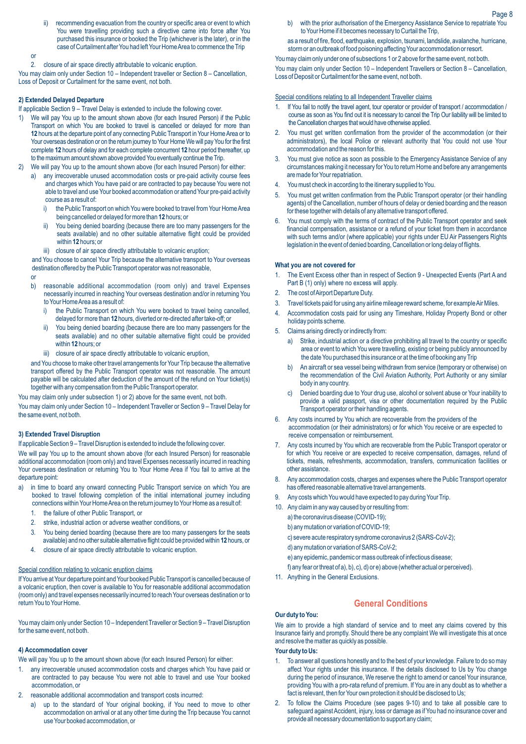ii) recommending evacuation from the country or specific area or event to which You were travelling providing such a directive came into force after You purchased this insurance or booked the Trip (whichever is the later), or in the case of Curtailment after You had left Your Home Area to commence the Trip

or

2. closure of air space directly attributable to volcanic eruption.

You may claim only under Section 10 – Independent traveller or Section 8 – Cancellation, Loss of Deposit or Curtailment for the same event, not both.

**2) Extended Delayed Departure**

If applicable Section 9 – Travel Delay is extended to include the following cover.

1) We will pay You up to the amount shown above (for each Insured Person) if the Public Transport on which You are booked to travel is cancelled or delayed for more than **12** hours at the departure point of any connecting Public Transport in Your Home Area or to Your overseas destination or on the return journey to Your Home We will pay You for the first complete **12** hours of delay and for each complete concurrent **12** hour period thereafter, up to the maximum amount shown above provided You eventually continue the Trip.
2) We will pay You up to the amount shown above (for each Insured Person) for either:
   a) any irrecoverable unused accommodation costs or pre-paid activity course fees and charges which You have paid or are contracted to pay because You were not able to travel and use Your booked accommodation or attend Your pre-paid activity course as a result of:
      i) the Public Transport on which You were booked to travel from Your Home Area being cancelled or delayed for more than **12** hours; or
      ii) You being denied boarding (because there are too many passengers for the seats available) and no other suitable alternative flight could be provided within **12** hours; or
      iii) closure of air space directly attributable to volcanic eruption;

   and You choose to cancel Your Trip because the alternative transport to Your overseas destination offered by the Public Transport operator was not reasonable,

   or

   b) reasonable additional accommodation (room only) and travel Expenses necessarily incurred in reaching Your overseas destination and/or in returning You to Your Home Area as a result of:
      i) the Public Transport on which You were booked to travel being cancelled, delayed for more than **12** hours, diverted or re-directed after take-off; or
      ii) You being denied boarding (because there are too many passengers for the seats available) and no other suitable alternative flight could be provided within **12** hours; or
      iii) closure of air space directly attributable to volcanic eruption,

   and You choose to make other travel arrangements for Your Trip because the alternative transport offered by the Public Transport operator was not reasonable. The amount payable will be calculated after deduction of the amount of the refund on Your ticket(s) together with any compensation from the Public Transport operator.

You may claim only under subsection 1) or 2) above for the same event, not both.

You may claim only under Section 10 – Independent Traveller or Section 9 – Travel Delay for the same event, not both.

**3) Extended Travel Disruption**

If applicable Section 9 – Travel Disruption is extended to include the following cover.

We will pay You up to the amount shown above (for each Insured Person) for reasonable additional accommodation (room only) and travel Expenses necessarily incurred in reaching Your overseas destination or returning You to Your Home Area if You fail to arrive at the departure point:

a) in time to board any onward connecting Public Transport service on which You are booked to travel following completion of the initial international journey including connections within Your Home Area on the return journey to Your Home as a result of:
   1. the failure of other Public Transport, or
   2. strike, industrial action or adverse weather conditions, or
   3. You being denied boarding (because there are too many passengers for the seats available) and no other suitable alternative flight could be provided within **12** hours, or
   4. closure of air space directly attributable to volcanic eruption.

Special condition relating to volcanic eruption claims

If You arrive at Your departure point and Your booked Public Transport is cancelled because of a volcanic eruption, then cover is available to You for reasonable additional accommodation (room only) and travel expenses necessarily incurred to reach Your overseas destination or to return You to Your Home.

You may claim only under Section 10 – Independent Traveller or Section 9 – Travel Disruption for the same event, not both.

**4) Accommodation cover**

We will pay You up to the amount shown above (for each Insured Person) for either:

1. any irrecoverable unused accommodation costs and charges which You have paid or are contracted to pay because You were not able to travel and use Your booked accommodation, or
2. reasonable additional accommodation and transport costs incurred:
   a) up to the standard of Your original booking, if You need to move to other accommodation on arrival or at any other time during the Trip because You cannot use Your booked accommodation, or
   b) with the prior authorisation of the Emergency Assistance Service to repatriate You to Your Home if it becomes necessary to Curtail the Trip,

   as a result of fire, flood, earthquake, explosion, tsunami, landslide, avalanche, hurricane, storm or an outbreak of food poisoning affecting Your accommodation or resort.

You may claim only under one of subsections 1 or 2 above for the same event, not both.

You may claim only under Section 10 – Independent Travellers or Section 8 – Cancellation, Loss of Deposit or Curtailment for the same event, not both.

Special conditions relating to all Independent Traveller claims

1. If You fail to notify the travel agent, tour operator or provider of transport / accommodation / course as soon as You find out it is necessary to cancel the Trip Our liability will be limited to the Cancellation charges that would have otherwise applied.
2. You must get written confirmation from the provider of the accommodation (or their administrators), the local Police or relevant authority that You could not use Your accommodation and the reason for this.
3. You must give notice as soon as possible to the Emergency Assistance Service of any circumstances making it necessary for You to return Home and before any arrangements are made for Your repatriation.
4. You must check in according to the itinerary supplied to You.
5. You must get written confirmation from the Public Transport operator (or their handling agents) of the Cancellation, number of hours of delay or denied boarding and the reason for these together with details of any alternative transport offered.
6. You must comply with the terms of contract of the Public Transport operator and seek financial compensation, assistance or a refund of your ticket from them in accordance with such terms and/or (where applicable) your rights under EU Air Passengers Rights legislation in the event of denied boarding, Cancellation or long delay of flights.

**What you are not covered for**

1. The Event Excess other than in respect of Section 9 - Unexpected Events (Part A and Part B (1) only) where no excess will apply.
2. The cost of Airport Departure Duty.
3. Travel tickets paid for using any airline mileage reward scheme, for example Air Miles.
4. Accommodation costs paid for using any Timeshare, Holiday Property Bond or other holiday points scheme.
5. Claims arising directly or indirectly from:
   a) Strike, industrial action or a directive prohibiting all travel to the country or specific area or event to which You were travelling, existing or being publicly announced by the date You purchased this insurance or at the time of booking any Trip
   b) An aircraft or sea vessel being withdrawn from service (temporary or otherwise) on the recommendation of the Civil Aviation Authority, Port Authority or any similar body in any country.
   c) Denied boarding due to Your drug use, alcohol or solvent abuse or Your inability to provide a valid passport, visa or other documentation required by the Public Transport operator or their handling agents.
6. Any costs incurred by You which are recoverable from the providers of the accommodation (or their administrators) or for which You receive or are expected to receive compensation or reimbursement.
7. Any costs incurred by You which are recoverable from the Public Transport operator or for which You receive or are expected to receive compensation, damages, refund of tickets, meals, refreshments, accommodation, transfers, communication facilities or other assistance.
8. Any accommodation costs, charges and expenses where the Public Transport operator has offered reasonable alternative travel arrangements.
9. Any costs which You would have expected to pay during Your Trip.
10. Any claim in any way caused by or resulting from:
    a) the coronavirus disease (COVID-19);
    b) any mutation or variation of COVID-19;
    c) severe acute respiratory syndrome coronavirus 2 (SARS-CoV-2);
    d) any mutation or variation of SARS-CoV-2;
    e) any epidemic, pandemic or mass outbreak of infectious disease;
    f) any fear or threat of a), b), c), d) or e) above (whether actual or perceived).
11. Anything in the General Exclusions.

## General Conditions

**Our duty to You:**

We aim to provide a high standard of service and to meet any claims covered by this Insurance fairly and promptly. Should there be any complaint We will investigate this at once and resolve the matter as quickly as possible.

**Your duty to Us:**

1. To answer all questions honestly and to the best of your knowledge. Failure to do so may affect Your rights under this insurance. If the details disclosed to Us by You change during the period of insurance, We reserve the right to amend or cancel Your insurance, providing You with a pro-rata refund of premium. If You are in any doubt as to whether a fact is relevant, then for Your own protection it should be disclosed to Us;
2. To follow the Claims Procedure (see pages 9-10) and to take all possible care to safeguard against Accident, injury, loss or damage as if You had no insurance cover and provide all necessary documentation to support any claim;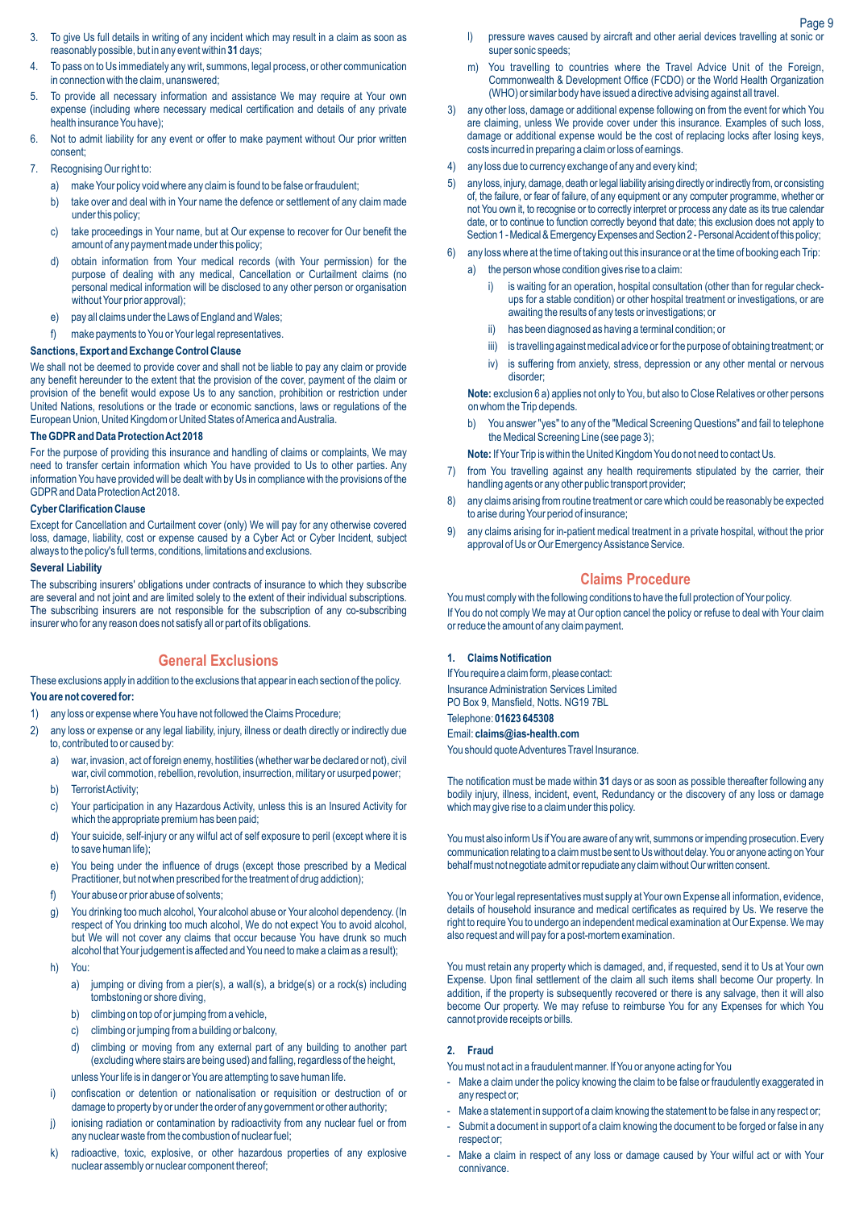3. To give Us full details in writing of any incident which may result in a claim as soon as reasonably possible, but in any event within **31** days;
4. To pass on to Us immediately any writ, summons, legal process, or other communication in connection with the claim, unanswered;
5. To provide all necessary information and assistance We may require at Your own expense (including where necessary medical certification and details of any private health insurance You have);
6. Not to admit liability for any event or offer to make payment without Our prior written consent;
7. Recognising Our right to:
   a) make Your policy void where any claim is found to be false or fraudulent;
   b) take over and deal with in Your name the defence or settlement of any claim made under this policy;
   c) take proceedings in Your name, but at Our expense to recover for Our benefit the amount of any payment made under this policy;
   d) obtain information from Your medical records (with Your permission) for the purpose of dealing with any medical, Cancellation or Curtailment claims (no personal medical information will be disclosed to any other person or organisation without Your prior approval);
   e) pay all claims under the Laws of England and Wales;
   f) make payments to You or Your legal representatives.

**Sanctions, Export and Exchange Control Clause**

We shall not be deemed to provide cover and shall not be liable to pay any claim or provide any benefit hereunder to the extent that the provision of the cover, payment of the claim or provision of the benefit would expose Us to any sanction, prohibition or restriction under United Nations, resolutions or the trade or economic sanctions, laws or regulations of the European Union, United Kingdom or United States of America and Australia.

**The GDPR and Data Protection Act 2018**

For the purpose of providing this insurance and handling of claims or complaints, We may need to transfer certain information which You have provided to Us to other parties. Any information You have provided will be dealt with by Us in compliance with the provisions of the GDPR and Data Protection Act 2018.

**Cyber Clarification Clause**

Except for Cancellation and Curtailment cover (only) We will pay for any otherwise covered loss, damage, liability, cost or expense caused by a Cyber Act or Cyber Incident, subject always to the policy's full terms, conditions, limitations and exclusions.

**Several Liability**

The subscribing insurers' obligations under contracts of insurance to which they subscribe are several and not joint and are limited solely to the extent of their individual subscriptions. The subscribing insurers are not responsible for the subscription of any co-subscribing insurer who for any reason does not satisfy all or part of its obligations.

## General Exclusions

These exclusions apply in addition to the exclusions that appear in each section of the policy.

**You are not covered for:**

1) any loss or expense where You have not followed the Claims Procedure;
2) any loss or expense or any legal liability, injury, illness or death directly or indirectly due to, contributed to or caused by:
   a) war, invasion, act of foreign enemy, hostilities (whether war be declared or not), civil war, civil commotion, rebellion, revolution, insurrection, military or usurped power;
   b) Terrorist Activity;
   c) Your participation in any Hazardous Activity, unless this is an Insured Activity for which the appropriate premium has been paid;
   d) Your suicide, self-injury or any wilful act of self exposure to peril (except where it is to save human life);
   e) You being under the influence of drugs (except those prescribed by a Medical Practitioner, but not when prescribed for the treatment of drug addiction);
   f) Your abuse or prior abuse of solvents;
   g) You drinking too much alcohol, Your alcohol abuse or Your alcohol dependency. (In respect of You drinking too much alcohol, We do not expect You to avoid alcohol, but We will not cover any claims that occur because You have drunk so much alcohol that Your judgement is affected and You need to make a claim as a result);
   h) You:
      a) jumping or diving from a pier(s), a wall(s), a bridge(s) or a rock(s) including tombstoning or shore diving,
      b) climbing on top of or jumping from a vehicle,
      c) climbing or jumping from a building or balcony,
      d) climbing or moving from any external part of any building to another part (excluding where stairs are being used) and falling, regardless of the height,

      unless Your life is in danger or You are attempting to save human life.
   i) confiscation or detention or nationalisation or requisition or destruction of or damage to property by or under the order of any government or other authority;
   j) ionising radiation or contamination by radioactivity from any nuclear fuel or from any nuclear waste from the combustion of nuclear fuel;
   k) radioactive, toxic, explosive, or other hazardous properties of any explosive nuclear assembly or nuclear component thereof;
   l) pressure waves caused by aircraft and other aerial devices travelling at sonic or super sonic speeds;
   m) You travelling to countries where the Travel Advice Unit of the Foreign, Commonwealth & Development Office (FCDO) or the World Health Organization (WHO) or similar body have issued a directive advising against all travel.
3) any other loss, damage or additional expense following on from the event for which You are claiming, unless We provide cover under this insurance. Examples of such loss, damage or additional expense would be the cost of replacing locks after losing keys, costs incurred in preparing a claim or loss of earnings.
4) any loss due to currency exchange of any and every kind;
5) any loss, injury, damage, death or legal liability arising directly or indirectly from, or consisting of, the failure, or fear of failure, of any equipment or any computer programme, whether or not You own it, to recognise or to correctly interpret or process any date as its true calendar date, or to continue to function correctly beyond that date; this exclusion does not apply to Section 1 - Medical & Emergency Expenses and Section 2 - Personal Accident of this policy;
6) any loss where at the time of taking out this insurance or at the time of booking each Trip:
   a) the person whose condition gives rise to a claim:
      i) is waiting for an operation, hospital consultation (other than for regular check-ups for a stable condition) or other hospital treatment or investigations, or are awaiting the results of any tests or investigations; or
      ii) has been diagnosed as having a terminal condition; or
      iii) is travelling against medical advice or for the purpose of obtaining treatment; or
      iv) is suffering from anxiety, stress, depression or any other mental or nervous disorder;

   **Note:** exclusion 6 a) applies not only to You, but also to Close Relatives or other persons on whom the Trip depends.
   b) You answer "yes" to any of the "Medical Screening Questions" and fail to telephone the Medical Screening Line (see page 3);

   **Note:** If Your Trip is within the United Kingdom You do not need to contact Us.
7) from You travelling against any health requirements stipulated by the carrier, their handling agents or any other public transport provider;
8) any claims arising from routine treatment or care which could be reasonably be expected to arise during Your period of insurance;
9) any claims arising for in-patient medical treatment in a private hospital, without the prior approval of Us or Our Emergency Assistance Service.

## Claims Procedure

You must comply with the following conditions to have the full protection of Your policy. If You do not comply We may at Our option cancel the policy or refuse to deal with Your claim or reduce the amount of any claim payment.

**1. Claims Notification**

If You require a claim form, please contact:
Insurance Administration Services Limited
PO Box 9, Mansfield, Notts. NG19 7BL
Telephone: **01623 645308**
Email: **claims@ias-health.com**
You should quote Adventures Travel Insurance.

The notification must be made within **31** days or as soon as possible thereafter following any bodily injury, illness, incident, event, Redundancy or the discovery of any loss or damage which may give rise to a claim under this policy.

You must also inform Us if You are aware of any writ, summons or impending prosecution. Every communication relating to a claim must be sent to Us without delay. You or anyone acting on Your behalf must not negotiate admit or repudiate any claim without Our written consent.

You or Your legal representatives must supply at Your own Expense all information, evidence, details of household insurance and medical certificates as required by Us. We reserve the right to require You to undergo an independent medical examination at Our Expense. We may also request and will pay for a post-mortem examination.

You must retain any property which is damaged, and, if requested, send it to Us at Your own Expense. Upon final settlement of the claim all such items shall become Our property. In addition, if the property is subsequently recovered or there is any salvage, then it will also become Our property. We may refuse to reimburse You for any Expenses for which You cannot provide receipts or bills.

**2. Fraud**

You must not act in a fraudulent manner. If You or anyone acting for You

- Make a claim under the policy knowing the claim to be false or fraudulently exaggerated in any respect or;
- Make a statement in support of a claim knowing the statement to be false in any respect or;
- Submit a document in support of a claim knowing the document to be forged or false in any respect or;
- Make a claim in respect of any loss or damage caused by Your wilful act or with Your connivance.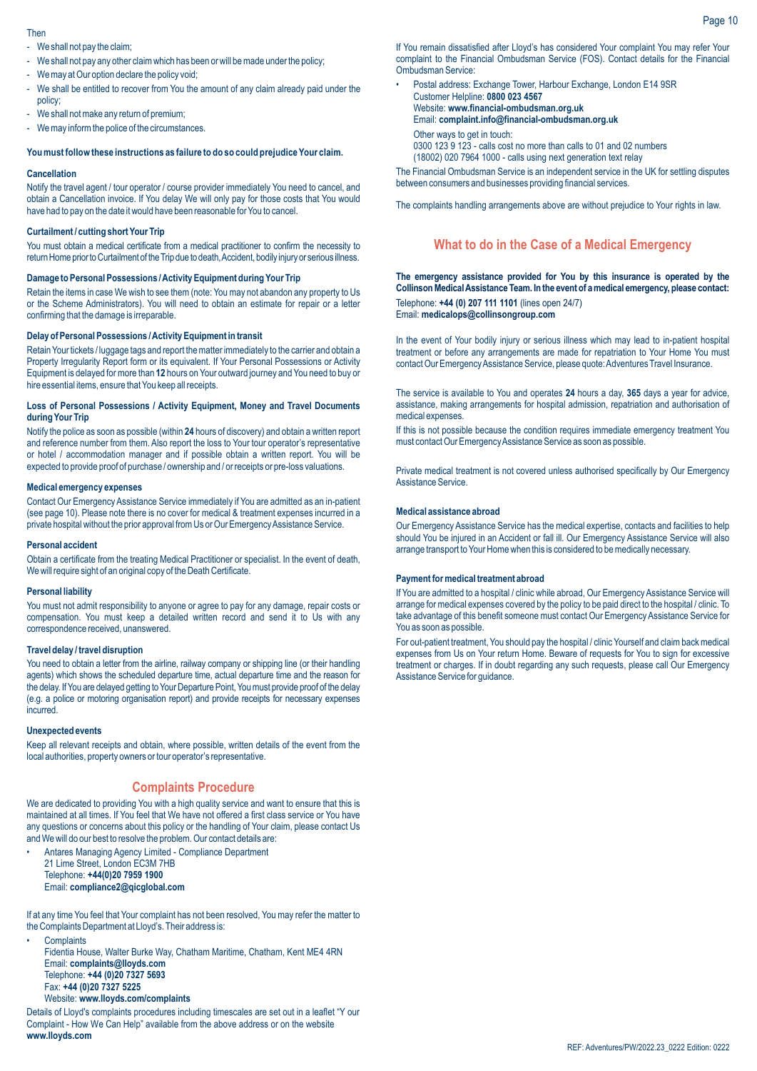Then

- We shall not pay the claim;
- We shall not pay any other claim which has been or will be made under the policy;
- We may at Our option declare the policy void;
- We shall be entitled to recover from You the amount of any claim already paid under the policy;
- We shall not make any return of premium;
- We may inform the police of the circumstances.

**You must follow these instructions as failure to do so could prejudice Your claim.**

**Cancellation**

Notify the travel agent / tour operator / course provider immediately You need to cancel, and obtain a Cancellation invoice. If You delay We will only pay for those costs that You would have had to pay on the date it would have been reasonable for You to cancel.

**Curtailment / cutting short Your Trip**

You must obtain a medical certificate from a medical practitioner to confirm the necessity to return Home prior to Curtailment of the Trip due to death, Accident, bodily injury or serious illness.

**Damage to Personal Possessions / Activity Equipment during Your Trip**

Retain the items in case We wish to see them (note: You may not abandon any property to Us or the Scheme Administrators). You will need to obtain an estimate for repair or a letter confirming that the damage is irreparable.

**Delay of Personal Possessions / Activity Equipment in transit**

Retain Your tickets / luggage tags and report the matter immediately to the carrier and obtain a Property Irregularity Report form or its equivalent. If Your Personal Possessions or Activity Equipment is delayed for more than **12** hours on Your outward journey and You need to buy or hire essential items, ensure that You keep all receipts.

**Loss of Personal Possessions / Activity Equipment, Money and Travel Documents during Your Trip**

Notify the police as soon as possible (within **24** hours of discovery) and obtain a written report and reference number from them. Also report the loss to Your tour operator's representative or hotel / accommodation manager and if possible obtain a written report. You will be expected to provide proof of purchase / ownership and / or receipts or pre-loss valuations.

**Medical emergency expenses**

Contact Our Emergency Assistance Service immediately if You are admitted as an in-patient (see page 10). Please note there is no cover for medical & treatment expenses incurred in a private hospital without the prior approval from Us or Our Emergency Assistance Service.

**Personal accident**

Obtain a certificate from the treating Medical Practitioner or specialist. In the event of death, We will require sight of an original copy of the Death Certificate.

**Personal liability**

You must not admit responsibility to anyone or agree to pay for any damage, repair costs or compensation. You must keep a detailed written record and send it to Us with any correspondence received, unanswered.

**Travel delay / travel disruption**

You need to obtain a letter from the airline, railway company or shipping line (or their handling agents) which shows the scheduled departure time, actual departure time and the reason for the delay. If You are delayed getting to Your Departure Point, You must provide proof of the delay (e.g. a police or motoring organisation report) and provide receipts for necessary expenses incurred.

**Unexpected events**

Keep all relevant receipts and obtain, where possible, written details of the event from the local authorities, property owners or tour operator's representative.

## Complaints Procedure

We are dedicated to providing You with a high quality service and want to ensure that this is maintained at all times. If You feel that We have not offered a first class service or You have any questions or concerns about this policy or the handling of Your claim, please contact Us and We will do our best to resolve the problem. Our contact details are:

- Antares Managing Agency Limited - Compliance Department
  21 Lime Street, London EC3M 7HB
  Telephone: **+44(0)20 7959 1900**
  Email: **compliance2@qicglobal.com**

If at any time You feel that Your complaint has not been resolved, You may refer the matter to the Complaints Department at Lloyd's. Their address is:

- Complaints
  Fidentia House, Walter Burke Way, Chatham Maritime, Chatham, Kent ME4 4RN
  Email: **complaints@lloyds.com**
  Telephone: **+44 (0)20 7327 5693**
  Fax: **+44 (0)20 7327 5225**
  Website: **www.lloyds.com/complaints**

Details of Lloyd's complaints procedures including timescales are set out in a leaflet "Your Complaint - How We Can Help" available from the above address or on the website **www.lloyds.com**

If You remain dissatisfied after Lloyd's has considered Your complaint You may refer Your complaint to the Financial Ombudsman Service (FOS). Contact details for the Financial Ombudsman Service:

- Postal address: Exchange Tower, Harbour Exchange, London E14 9SR
  Customer Helpline: **0800 023 4567**
  Website: **www.financial-ombudsman.org.uk**
  Email: **complaint.info@financial-ombudsman.org.uk**
  Other ways to get in touch:
  0300 123 9 123 - calls cost no more than calls to 01 and 02 numbers
  (18002) 020 7964 1000 - calls using next generation text relay

The Financial Ombudsman Service is an independent service in the UK for settling disputes between consumers and businesses providing financial services.

The complaints handling arrangements above are without prejudice to Your rights in law.

## What to do in the Case of a Medical Emergency

**The emergency assistance provided for You by this insurance is operated by the Collinson Medical Assistance Team. In the event of a medical emergency, please contact:**

Telephone: **+44 (0) 207 111 1101** (lines open 24/7)
Email: **medicalops@collinsongroup.com**

In the event of Your bodily injury or serious illness which may lead to in-patient hospital treatment or before any arrangements are made for repatriation to Your Home You must contact Our Emergency Assistance Service, please quote: Adventures Travel Insurance.

The service is available to You and operates **24** hours a day, **365** days a year for advice, assistance, making arrangements for hospital admission, repatriation and authorisation of medical expenses.

If this is not possible because the condition requires immediate emergency treatment You must contact Our Emergency Assistance Service as soon as possible.

Private medical treatment is not covered unless authorised specifically by Our Emergency Assistance Service.

**Medical assistance abroad**

Our Emergency Assistance Service has the medical expertise, contacts and facilities to help should You be injured in an Accident or fall ill. Our Emergency Assistance Service will also arrange transport to Your Home when this is considered to be medically necessary.

**Payment for medical treatment abroad**

If You are admitted to a hospital / clinic while abroad, Our Emergency Assistance Service will arrange for medical expenses covered by the policy to be paid direct to the hospital / clinic. To take advantage of this benefit someone must contact Our Emergency Assistance Service for You as soon as possible.

For out-patient treatment, You should pay the hospital / clinic Yourself and claim back medical expenses from Us on Your return Home. Beware of requests for You to sign for excessive treatment or charges. If in doubt regarding any such requests, please call Our Emergency Assistance Service for guidance.

REF: Adventures/PW/2022.23_0222 Edition: 0222